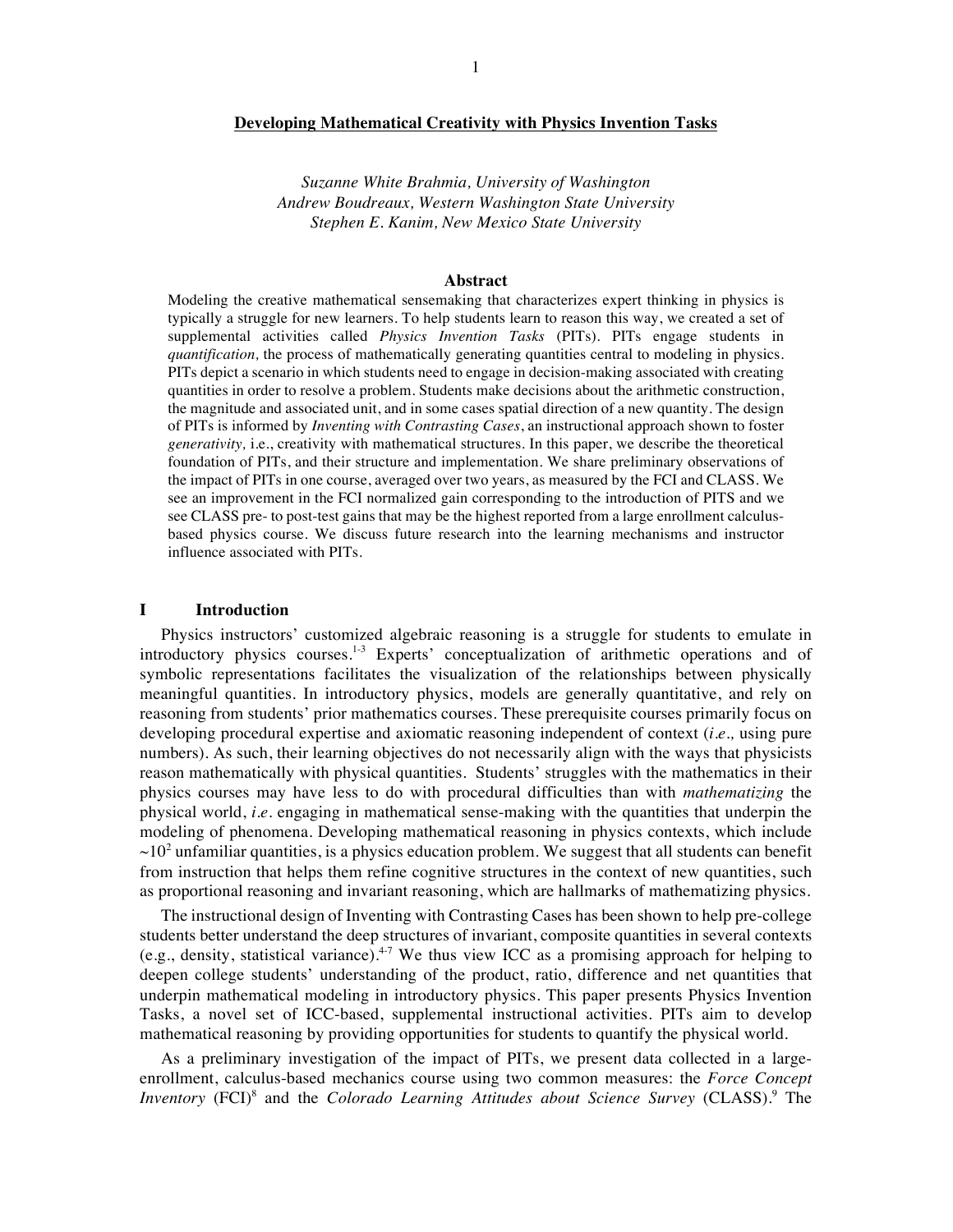# Developing Mathematical Creativity with Physics Invention Tasks

*Suzanne White Brahmia, University of Washington*
*Andrew Boudreaux, Western Washington State University*
*Stephen E. Kanim, New Mexico State University*

## Abstract

Modeling the creative mathematical sensemaking that characterizes expert thinking in physics is typically a struggle for new learners. To help students learn to reason this way, we created a set of supplemental activities called *Physics Invention Tasks* (PITs). PITs engage students in *quantification,* the process of mathematically generating quantities central to modeling in physics. PITs depict a scenario in which students need to engage in decision-making associated with creating quantities in order to resolve a problem. Students make decisions about the arithmetic construction, the magnitude and associated unit, and in some cases spatial direction of a new quantity. The design of PITs is informed by *Inventing with Contrasting Cases*, an instructional approach shown to foster *generativity,* i.e., creativity with mathematical structures. In this paper, we describe the theoretical foundation of PITs, and their structure and implementation. We share preliminary observations of the impact of PITs in one course, averaged over two years, as measured by the FCI and CLASS. We see an improvement in the FCI normalized gain corresponding to the introduction of PITS and we see CLASS pre- to post-test gains that may be the highest reported from a large enrollment calculus-based physics course. We discuss future research into the learning mechanisms and instructor influence associated with PITs.

## I Introduction

Physics instructors' customized algebraic reasoning is a struggle for students to emulate in introductory physics courses.[1-3] Experts' conceptualization of arithmetic operations and of symbolic representations facilitates the visualization of the relationships between physically meaningful quantities. In introductory physics, models are generally quantitative, and rely on reasoning from students' prior mathematics courses. These prerequisite courses primarily focus on developing procedural expertise and axiomatic reasoning independent of context (*i.e.,* using pure numbers). As such, their learning objectives do not necessarily align with the ways that physicists reason mathematically with physical quantities. Students' struggles with the mathematics in their physics courses may have less to do with procedural difficulties than with *mathematizing* the physical world, *i.e.* engaging in mathematical sense-making with the quantities that underpin the modeling of phenomena. Developing mathematical reasoning in physics contexts, which include $\sim 10^2$ unfamiliar quantities, is a physics education problem. We suggest that all students can benefit from instruction that helps them refine cognitive structures in the context of new quantities, such as proportional reasoning and invariant reasoning, which are hallmarks of mathematizing physics.

The instructional design of Inventing with Contrasting Cases has been shown to help pre-college students better understand the deep structures of invariant, composite quantities in several contexts (e.g., density, statistical variance).[4-7] We thus view ICC as a promising approach for helping to deepen college students' understanding of the product, ratio, difference and net quantities that underpin mathematical modeling in introductory physics. This paper presents Physics Invention Tasks, a novel set of ICC-based, supplemental instructional activities. PITs aim to develop mathematical reasoning by providing opportunities for students to quantify the physical world.

As a preliminary investigation of the impact of PITs, we present data collected in a large-enrollment, calculus-based mechanics course using two common measures: the *Force Concept Inventory* (FCI)[8] and the *Colorado Learning Attitudes about Science Survey* (CLASS).[9] The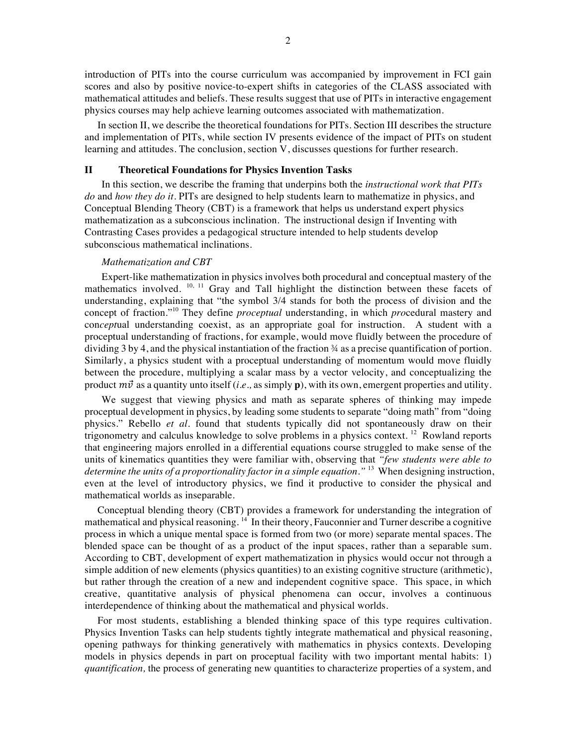introduction of PITs into the course curriculum was accompanied by improvement in FCI gain scores and also by positive novice-to-expert shifts in categories of the CLASS associated with mathematical attitudes and beliefs. These results suggest that use of PITs in interactive engagement physics courses may help achieve learning outcomes associated with mathematization.

In section II, we describe the theoretical foundations for PITs. Section III describes the structure and implementation of PITs, while section IV presents evidence of the impact of PITs on student learning and attitudes. The conclusion, section V, discusses questions for further research.

## II Theoretical Foundations for Physics Invention Tasks

In this section, we describe the framing that underpins both the *instructional work that PITs do* and *how they do it*. PITs are designed to help students learn to mathematize in physics, and Conceptual Blending Theory (CBT) is a framework that helps us understand expert physics mathematization as a subconscious inclination. The instructional design if Inventing with Contrasting Cases provides a pedagogical structure intended to help students develop subconscious mathematical inclinations.

### *Mathematization and CBT*

Expert-like mathematization in physics involves both procedural and conceptual mastery of the mathematics involved. [10, 11] Gray and Tall highlight the distinction between these facets of understanding, explaining that "the symbol 3/4 stands for both the process of division and the concept of fraction."[10] They define *proceptual* understanding, in which *pro*cedural mastery and con*cept*ual understanding coexist, as an appropriate goal for instruction. A student with a proceptual understanding of fractions, for example, would move fluidly between the procedure of dividing 3 by 4, and the physical instantiation of the fraction ¾ as a precise quantification of portion. Similarly, a physics student with a proceptual understanding of momentum would move fluidly between the procedure, multiplying a scalar mass by a vector velocity, and conceptualizing the product $m\vec{v}$ as a quantity unto itself (*i.e.,* as simply **p**), with its own, emergent properties and utility.

We suggest that viewing physics and math as separate spheres of thinking may impede proceptual development in physics, by leading some students to separate "doing math" from "doing physics." Rebello *et al*. found that students typically did not spontaneously draw on their trigonometry and calculus knowledge to solve problems in a physics context. [12] Rowland reports that engineering majors enrolled in a differential equations course struggled to make sense of the units of kinematics quantities they were familiar with, observing that *"few students were able to determine the units of a proportionality factor in a simple equation."* [13] When designing instruction, even at the level of introductory physics, we find it productive to consider the physical and mathematical worlds as inseparable.

Conceptual blending theory (CBT) provides a framework for understanding the integration of mathematical and physical reasoning. [14] In their theory, Fauconnier and Turner describe a cognitive process in which a unique mental space is formed from two (or more) separate mental spaces. The blended space can be thought of as a product of the input spaces, rather than a separable sum. According to CBT, development of expert mathematization in physics would occur not through a simple addition of new elements (physics quantities) to an existing cognitive structure (arithmetic), but rather through the creation of a new and independent cognitive space. This space, in which creative, quantitative analysis of physical phenomena can occur, involves a continuous interdependence of thinking about the mathematical and physical worlds.

For most students, establishing a blended thinking space of this type requires cultivation. Physics Invention Tasks can help students tightly integrate mathematical and physical reasoning, opening pathways for thinking generatively with mathematics in physics contexts. Developing models in physics depends in part on proceptual facility with two important mental habits: 1) *quantification,* the process of generating new quantities to characterize properties of a system, and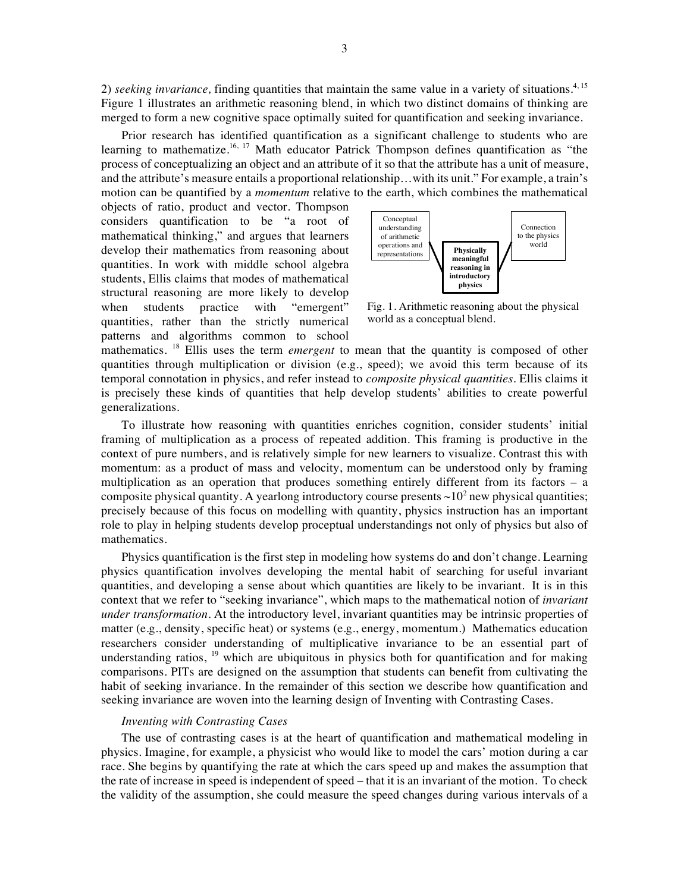2) *seeking invariance,* finding quantities that maintain the same value in a variety of situations.[4, 15] Figure 1 illustrates an arithmetic reasoning blend, in which two distinct domains of thinking are merged to form a new cognitive space optimally suited for quantification and seeking invariance.

Prior research has identified quantification as a significant challenge to students who are learning to mathematize.[16, 17] Math educator Patrick Thompson defines quantification as "the process of conceptualizing an object and an attribute of it so that the attribute has a unit of measure, and the attribute's measure entails a proportional relationship…with its unit." For example, a train's motion can be quantified by a *momentum* relative to the earth, which combines the mathematical objects of ratio, product and vector. Thompson considers quantification to be "a root of mathematical thinking," and argues that learners develop their mathematics from reasoning about quantities. In work with middle school algebra students, Ellis claims that modes of mathematical structural reasoning are more likely to develop when students practice with "emergent" quantities, rather than the strictly numerical patterns and algorithms common to school mathematics. [18] Ellis uses the term *emergent* to mean that the quantity is composed of other quantities through multiplication or division (e.g., speed); we avoid this term because of its temporal connotation in physics, and refer instead to *composite physical quantities*. Ellis claims it is precisely these kinds of quantities that help develop students' abilities to create powerful generalizations.

Conceptual understanding of arithmetic operations and representations | **Physically meaningful reasoning in introductory physics** | Connection to the physics world

Fig. 1. Arithmetic reasoning about the physical world as a conceptual blend.

To illustrate how reasoning with quantities enriches cognition, consider students' initial framing of multiplication as a process of repeated addition. This framing is productive in the context of pure numbers, and is relatively simple for new learners to visualize. Contrast this with momentum: as a product of mass and velocity, momentum can be understood only by framing multiplication as an operation that produces something entirely different from its factors – a composite physical quantity. A yearlong introductory course presents $\sim 10^2$ new physical quantities; precisely because of this focus on modelling with quantity, physics instruction has an important role to play in helping students develop proceptual understandings not only of physics but also of mathematics.

Physics quantification is the first step in modeling how systems do and don't change. Learning physics quantification involves developing the mental habit of searching for useful invariant quantities, and developing a sense about which quantities are likely to be invariant. It is in this context that we refer to "seeking invariance", which maps to the mathematical notion of *invariant under transformation*. At the introductory level, invariant quantities may be intrinsic properties of matter (e.g., density, specific heat) or systems (e.g., energy, momentum.) Mathematics education researchers consider understanding of multiplicative invariance to be an essential part of understanding ratios, [19] which are ubiquitous in physics both for quantification and for making comparisons. PITs are designed on the assumption that students can benefit from cultivating the habit of seeking invariance. In the remainder of this section we describe how quantification and seeking invariance are woven into the learning design of Inventing with Contrasting Cases.

*Inventing with Contrasting Cases*

The use of contrasting cases is at the heart of quantification and mathematical modeling in physics. Imagine, for example, a physicist who would like to model the cars' motion during a car race. She begins by quantifying the rate at which the cars speed up and makes the assumption that the rate of increase in speed is independent of speed – that it is an invariant of the motion. To check the validity of the assumption, she could measure the speed changes during various intervals of a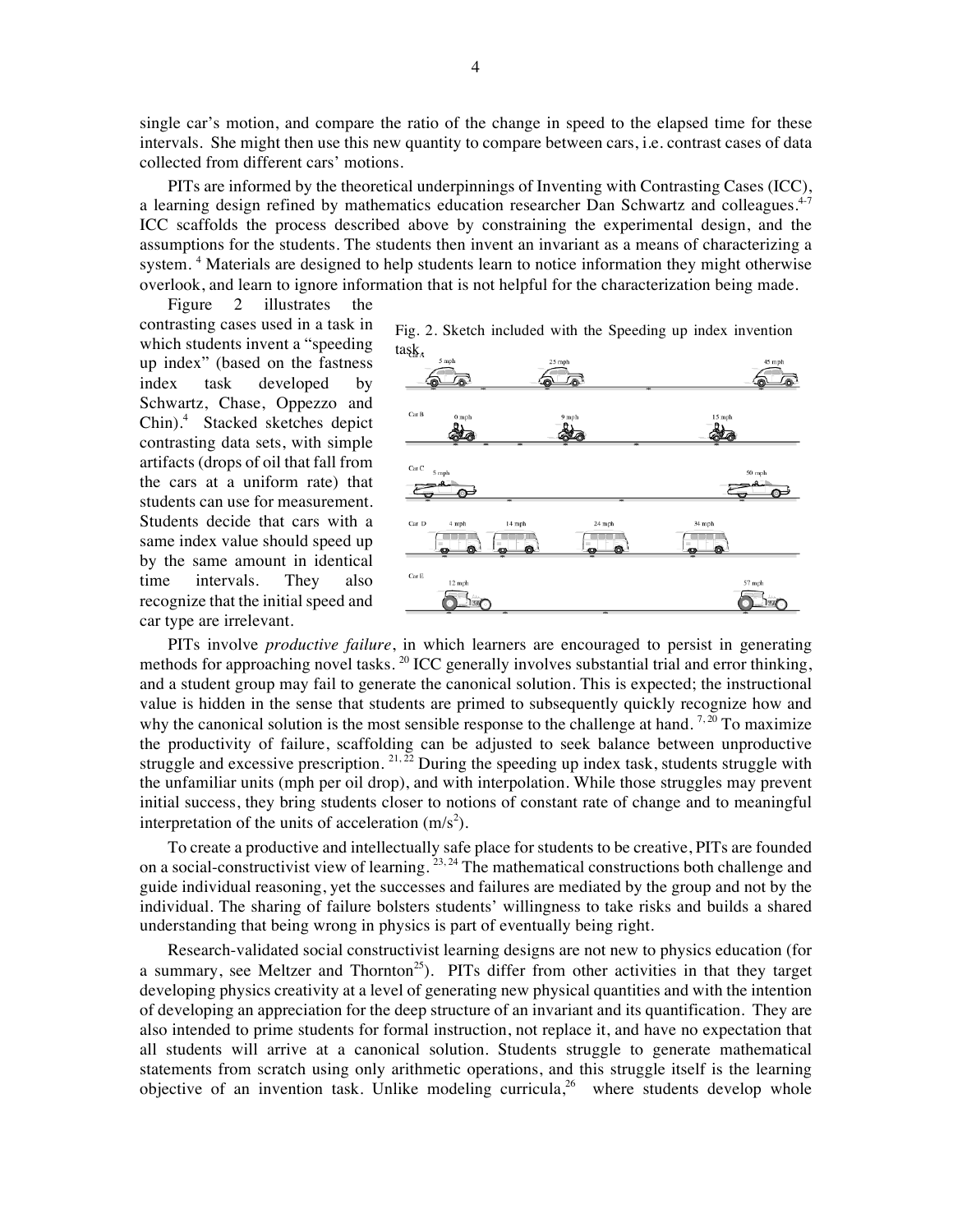single car's motion, and compare the ratio of the change in speed to the elapsed time for these intervals. She might then use this new quantity to compare between cars, i.e. contrast cases of data collected from different cars' motions.

PITs are informed by the theoretical underpinnings of Inventing with Contrasting Cases (ICC), a learning design refined by mathematics education researcher Dan Schwartz and colleagues.[4-7] ICC scaffolds the process described above by constraining the experimental design, and the assumptions for the students. The students then invent an invariant as a means of characterizing a system.[4] Materials are designed to help students learn to notice information they might otherwise overlook, and learn to ignore information that is not helpful for the characterization being made.

Figure 2 illustrates the contrasting cases used in a task in which students invent a "speeding up index" (based on the fastness index task developed by Schwartz, Chase, Oppezzo and Chin).[4] Stacked sketches depict contrasting data sets, with simple artifacts (drops of oil that fall from the cars at a uniform rate) that students can use for measurement. Students decide that cars with a same index value should speed up by the same amount in identical time intervals. They also recognize that the initial speed and car type are irrelevant.

Fig. 2. Sketch included with the Speeding up index invention task.

PITs involve *productive failure*, in which learners are encouraged to persist in generating methods for approaching novel tasks.[20] ICC generally involves substantial trial and error thinking, and a student group may fail to generate the canonical solution. This is expected; the instructional value is hidden in the sense that students are primed to subsequently quickly recognize how and why the canonical solution is the most sensible response to the challenge at hand.[7,20] To maximize the productivity of failure, scaffolding can be adjusted to seek balance between unproductive struggle and excessive prescription.[21,22] During the speeding up index task, students struggle with the unfamiliar units (mph per oil drop), and with interpolation. While those struggles may prevent initial success, they bring students closer to notions of constant rate of change and to meaningful interpretation of the units of acceleration ($m/s^2$).

To create a productive and intellectually safe place for students to be creative, PITs are founded on a social-constructivist view of learning.[23,24] The mathematical constructions both challenge and guide individual reasoning, yet the successes and failures are mediated by the group and not by the individual. The sharing of failure bolsters students' willingness to take risks and builds a shared understanding that being wrong in physics is part of eventually being right.

Research-validated social constructivist learning designs are not new to physics education (for a summary, see Meltzer and Thornton[25]). PITs differ from other activities in that they target developing physics creativity at a level of generating new physical quantities and with the intention of developing an appreciation for the deep structure of an invariant and its quantification. They are also intended to prime students for formal instruction, not replace it, and have no expectation that all students will arrive at a canonical solution. Students struggle to generate mathematical statements from scratch using only arithmetic operations, and this struggle itself is the learning objective of an invention task. Unlike modeling curricula,[26] where students develop whole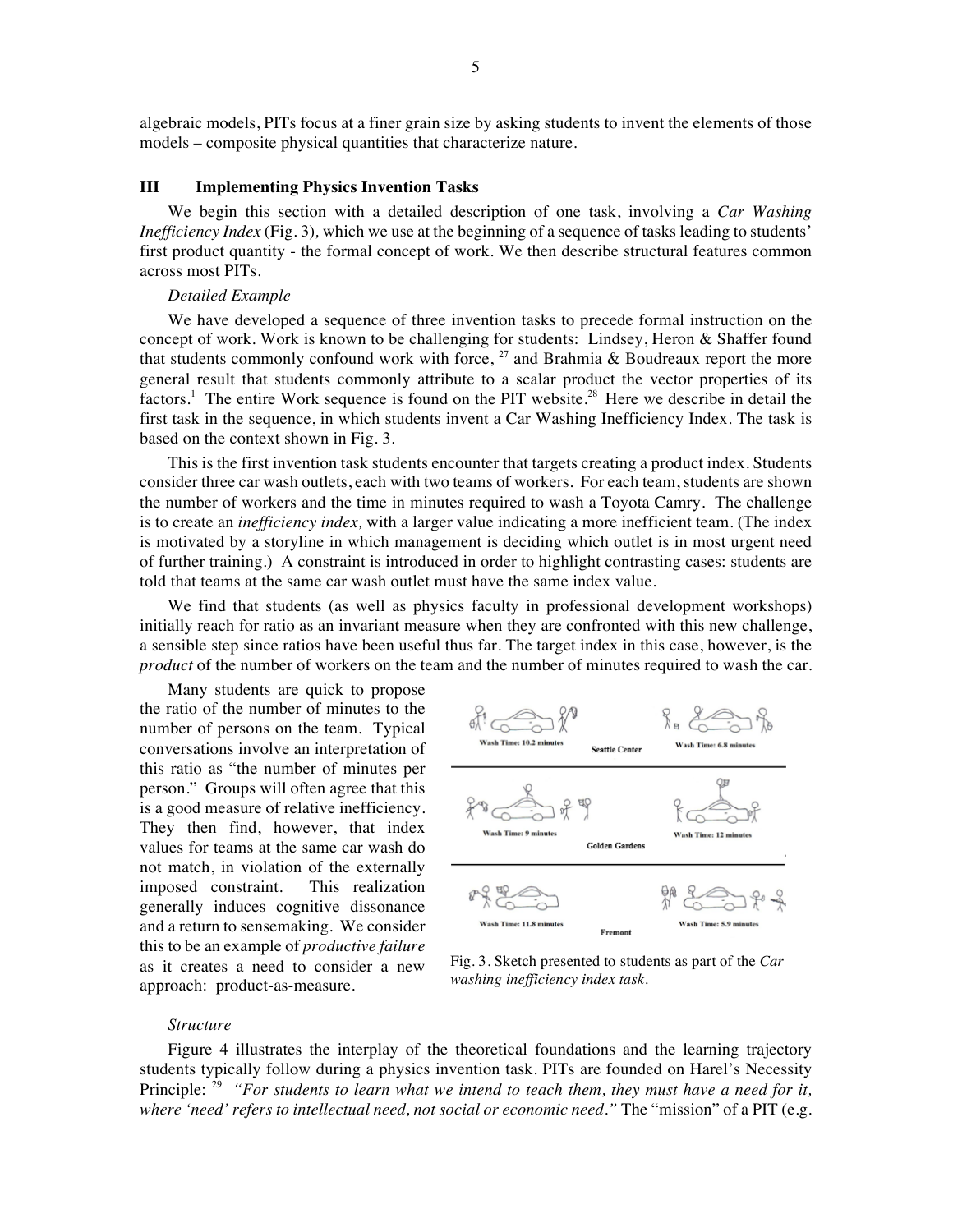algebraic models, PITs focus at a finer grain size by asking students to invent the elements of those models – composite physical quantities that characterize nature.

## III Implementing Physics Invention Tasks

We begin this section with a detailed description of one task, involving a *Car Washing Inefficiency Index* (Fig. 3)*,* which we use at the beginning of a sequence of tasks leading to students' first product quantity - the formal concept of work. We then describe structural features common across most PITs.

### *Detailed Example*

We have developed a sequence of three invention tasks to precede formal instruction on the concept of work. Work is known to be challenging for students: Lindsey, Heron & Shaffer found that students commonly confound work with force, [27] and Brahmia & Boudreaux report the more general result that students commonly attribute to a scalar product the vector properties of its factors.[1] The entire Work sequence is found on the PIT website.[28] Here we describe in detail the first task in the sequence, in which students invent a Car Washing Inefficiency Index. The task is based on the context shown in Fig. 3.

This is the first invention task students encounter that targets creating a product index. Students consider three car wash outlets, each with two teams of workers. For each team, students are shown the number of workers and the time in minutes required to wash a Toyota Camry. The challenge is to create an *inefficiency index,* with a larger value indicating a more inefficient team. (The index is motivated by a storyline in which management is deciding which outlet is in most urgent need of further training.) A constraint is introduced in order to highlight contrasting cases: students are told that teams at the same car wash outlet must have the same index value.

We find that students (as well as physics faculty in professional development workshops) initially reach for ratio as an invariant measure when they are confronted with this new challenge, a sensible step since ratios have been useful thus far. The target index in this case, however, is the *product* of the number of workers on the team and the number of minutes required to wash the car.

Many students are quick to propose the ratio of the number of minutes to the number of persons on the team. Typical conversations involve an interpretation of this ratio as "the number of minutes per person." Groups will often agree that this is a good measure of relative inefficiency. They then find, however, that index values for teams at the same car wash do not match, in violation of the externally imposed constraint. This realization generally induces cognitive dissonance and a return to sensemaking. We consider this to be an example of *productive failure* as it creates a need to consider a new approach: product-as-measure.

Fig. 3. Sketch presented to students as part of the *Car washing inefficiency index task*.

### *Structure*

Figure 4 illustrates the interplay of the theoretical foundations and the learning trajectory students typically follow during a physics invention task. PITs are founded on Harel's Necessity Principle: [29] *"For students to learn what we intend to teach them, they must have a need for it, where 'need' refers to intellectual need, not social or economic need."* The "mission" of a PIT (e.g.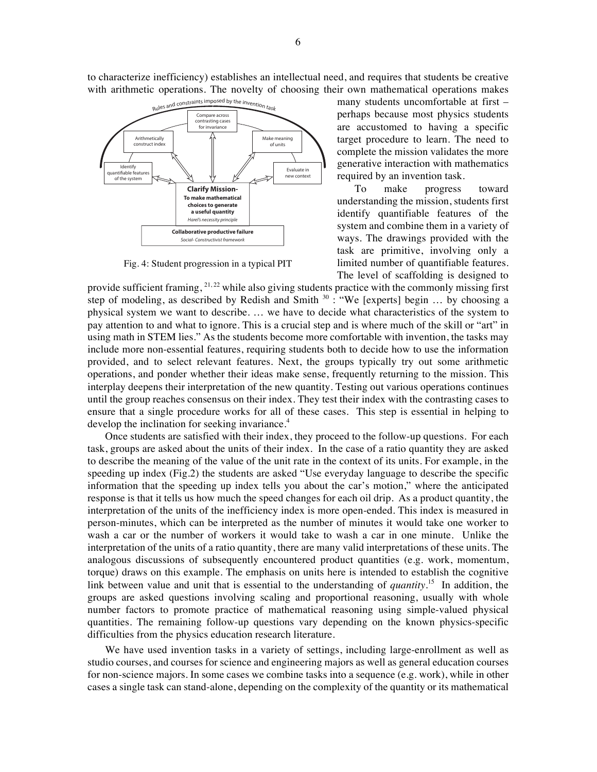to characterize inefficiency) establishes an intellectual need, and requires that students be creative with arithmetic operations. The novelty of choosing their own mathematical operations makes many students uncomfortable at first – perhaps because most physics students are accustomed to having a specific target procedure to learn. The need to complete the mission validates the more generative interaction with mathematics required by an invention task.

Fig. 4: Student progression in a typical PIT

To make progress toward understanding the mission, students first identify quantifiable features of the system and combine them in a variety of ways. The drawings provided with the task are primitive, involving only a limited number of quantifiable features. The level of scaffolding is designed to provide sufficient framing, [21, 22] while also giving students practice with the commonly missing first step of modeling, as described by Redish and Smith [30] : "We [experts] begin … by choosing a physical system we want to describe. … we have to decide what characteristics of the system to pay attention to and what to ignore. This is a crucial step and is where much of the skill or "art" in using math in STEM lies." As the students become more comfortable with invention, the tasks may include more non-essential features, requiring students both to decide how to use the information provided, and to select relevant features. Next, the groups typically try out some arithmetic operations, and ponder whether their ideas make sense, frequently returning to the mission. This interplay deepens their interpretation of the new quantity. Testing out various operations continues until the group reaches consensus on their index. They test their index with the contrasting cases to ensure that a single procedure works for all of these cases. This step is essential in helping to develop the inclination for seeking invariance.[4]

Once students are satisfied with their index, they proceed to the follow-up questions. For each task, groups are asked about the units of their index. In the case of a ratio quantity they are asked to describe the meaning of the value of the unit rate in the context of its units. For example, in the speeding up index (Fig.2) the students are asked "Use everyday language to describe the specific information that the speeding up index tells you about the car's motion," where the anticipated response is that it tells us how much the speed changes for each oil drip. As a product quantity, the interpretation of the units of the inefficiency index is more open-ended. This index is measured in person-minutes, which can be interpreted as the number of minutes it would take one worker to wash a car or the number of workers it would take to wash a car in one minute. Unlike the interpretation of the units of a ratio quantity, there are many valid interpretations of these units. The analogous discussions of subsequently encountered product quantities (e.g. work, momentum, torque) draws on this example. The emphasis on units here is intended to establish the cognitive link between value and unit that is essential to the understanding of *quantity*.[15] In addition, the groups are asked questions involving scaling and proportional reasoning, usually with whole number factors to promote practice of mathematical reasoning using simple-valued physical quantities. The remaining follow-up questions vary depending on the known physics-specific difficulties from the physics education research literature.

We have used invention tasks in a variety of settings, including large-enrollment as well as studio courses, and courses for science and engineering majors as well as general education courses for non-science majors. In some cases we combine tasks into a sequence (e.g. work), while in other cases a single task can stand-alone, depending on the complexity of the quantity or its mathematical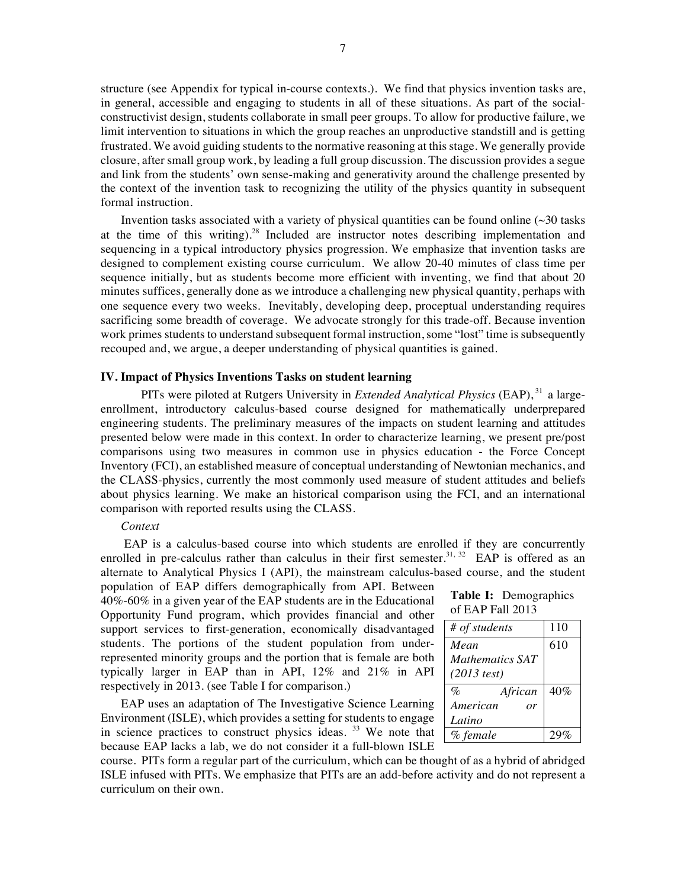structure (see Appendix for typical in-course contexts.). We find that physics invention tasks are, in general, accessible and engaging to students in all of these situations. As part of the social-constructivist design, students collaborate in small peer groups. To allow for productive failure, we limit intervention to situations in which the group reaches an unproductive standstill and is getting frustrated. We avoid guiding students to the normative reasoning at this stage. We generally provide closure, after small group work, by leading a full group discussion. The discussion provides a segue and link from the students' own sense-making and generativity around the challenge presented by the context of the invention task to recognizing the utility of the physics quantity in subsequent formal instruction.

Invention tasks associated with a variety of physical quantities can be found online (~30 tasks at the time of this writing).[28] Included are instructor notes describing implementation and sequencing in a typical introductory physics progression. We emphasize that invention tasks are designed to complement existing course curriculum. We allow 20-40 minutes of class time per sequence initially, but as students become more efficient with inventing, we find that about 20 minutes suffices, generally done as we introduce a challenging new physical quantity, perhaps with one sequence every two weeks. Inevitably, developing deep, proceptual understanding requires sacrificing some breadth of coverage. We advocate strongly for this trade-off. Because invention work primes students to understand subsequent formal instruction, some "lost" time is subsequently recouped and, we argue, a deeper understanding of physical quantities is gained.

## IV. Impact of Physics Inventions Tasks on student learning

PITs were piloted at Rutgers University in *Extended Analytical Physics* (EAP),[31] a large-enrollment, introductory calculus-based course designed for mathematically underprepared engineering students. The preliminary measures of the impacts on student learning and attitudes presented below were made in this context. In order to characterize learning, we present pre/post comparisons using two measures in common use in physics education - the Force Concept Inventory (FCI), an established measure of conceptual understanding of Newtonian mechanics, and the CLASS-physics, currently the most commonly used measure of student attitudes and beliefs about physics learning. We make an historical comparison using the FCI, and an international comparison with reported results using the CLASS.

*Context*

EAP is a calculus-based course into which students are enrolled if they are concurrently enrolled in pre-calculus rather than calculus in their first semester.[31, 32] EAP is offered as an alternate to Analytical Physics I (API), the mainstream calculus-based course, and the student population of EAP differs demographically from API. Between 40%-60% in a given year of the EAP students are in the Educational Opportunity Fund program, which provides financial and other support services to first-generation, economically disadvantaged students. The portions of the student population from under-represented minority groups and the portion that is female are both typically larger in EAP than in API, 12% and 21% in API respectively in 2013. (see Table I for comparison.)

**Table I:** Demographics of EAP Fall 2013

| *# of students* | 110 |
|---|---|
| *Mean Mathematics SAT (2013 test)* | 610 |
| *% African American or Latino* | 40% |
| *% female* | 29% |

EAP uses an adaptation of The Investigative Science Learning Environment (ISLE), which provides a setting for students to engage in science practices to construct physics ideas.[33] We note that because EAP lacks a lab, we do not consider it a full-blown ISLE course. PITs form a regular part of the curriculum, which can be thought of as a hybrid of abridged ISLE infused with PITs. We emphasize that PITs are an add-before activity and do not represent a curriculum on their own.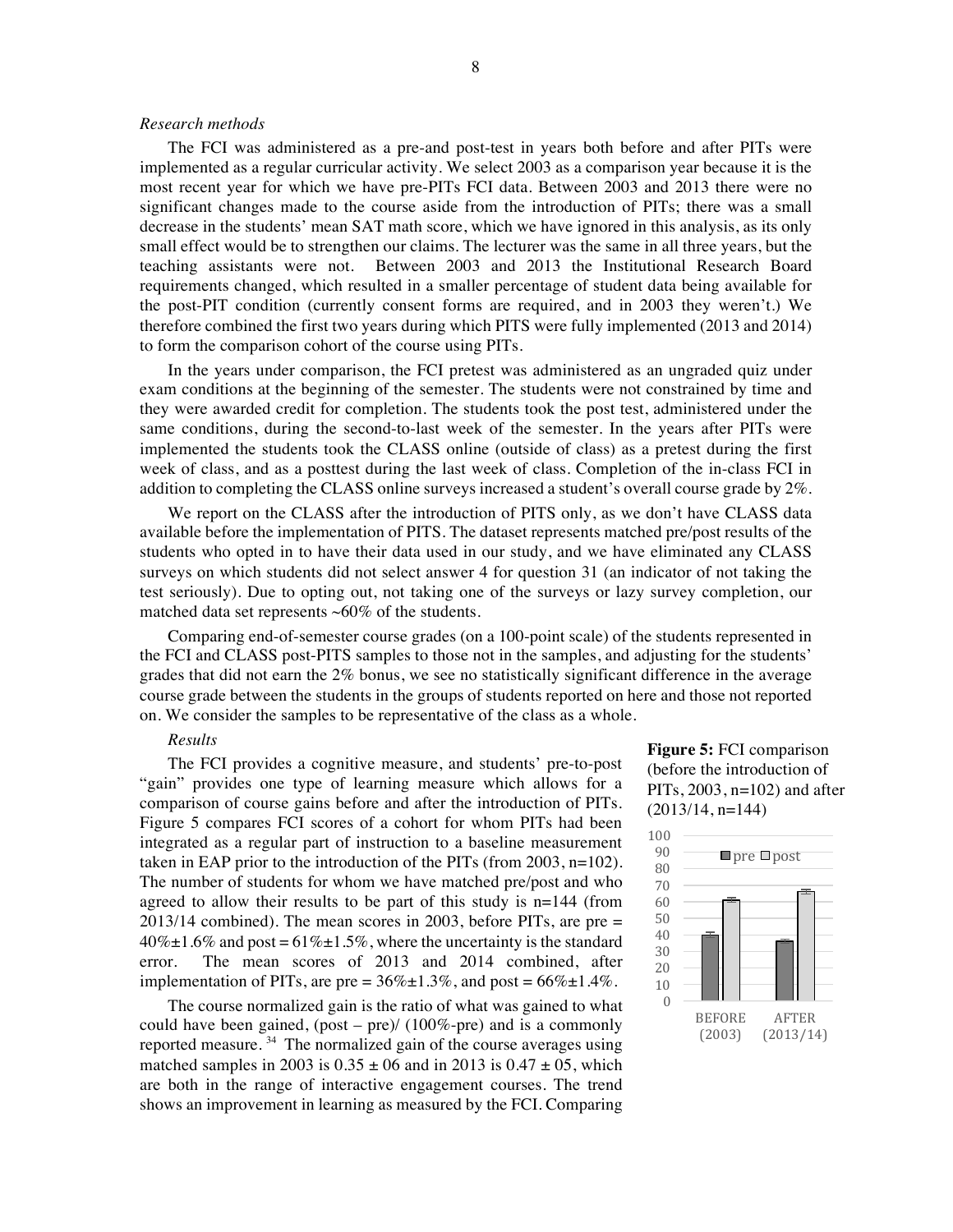*Research methods*

The FCI was administered as a pre-and post-test in years both before and after PITs were implemented as a regular curricular activity. We select 2003 as a comparison year because it is the most recent year for which we have pre-PITs FCI data. Between 2003 and 2013 there were no significant changes made to the course aside from the introduction of PITs; there was a small decrease in the students' mean SAT math score, which we have ignored in this analysis, as its only small effect would be to strengthen our claims. The lecturer was the same in all three years, but the teaching assistants were not. Between 2003 and 2013 the Institutional Research Board requirements changed, which resulted in a smaller percentage of student data being available for the post-PIT condition (currently consent forms are required, and in 2003 they weren't.) We therefore combined the first two years during which PITS were fully implemented (2013 and 2014) to form the comparison cohort of the course using PITs.

In the years under comparison, the FCI pretest was administered as an ungraded quiz under exam conditions at the beginning of the semester. The students were not constrained by time and they were awarded credit for completion. The students took the post test, administered under the same conditions, during the second-to-last week of the semester. In the years after PITs were implemented the students took the CLASS online (outside of class) as a pretest during the first week of class, and as a posttest during the last week of class. Completion of the in-class FCI in addition to completing the CLASS online surveys increased a student's overall course grade by 2%.

We report on the CLASS after the introduction of PITS only, as we don't have CLASS data available before the implementation of PITS. The dataset represents matched pre/post results of the students who opted in to have their data used in our study, and we have eliminated any CLASS surveys on which students did not select answer 4 for question 31 (an indicator of not taking the test seriously). Due to opting out, not taking one of the surveys or lazy survey completion, our matched data set represents ~60% of the students.

Comparing end-of-semester course grades (on a 100-point scale) of the students represented in the FCI and CLASS post-PITS samples to those not in the samples, and adjusting for the students' grades that did not earn the 2% bonus, we see no statistically significant difference in the average course grade between the students in the groups of students reported on here and those not reported on. We consider the samples to be representative of the class as a whole.

*Results*

The FCI provides a cognitive measure, and students' pre-to-post "gain" provides one type of learning measure which allows for a comparison of course gains before and after the introduction of PITs. Figure 5 compares FCI scores of a cohort for whom PITs had been integrated as a regular part of instruction to a baseline measurement taken in EAP prior to the introduction of the PITs (from 2003, n=102). The number of students for whom we have matched pre/post and who agreed to allow their results to be part of this study is n=144 (from 2013/14 combined). The mean scores in 2003, before PITs, are pre = 40%±1.6% and post = 61%±1.5%, where the uncertainty is the standard error. The mean scores of 2013 and 2014 combined, after implementation of PITs, are pre = 36%±1.3%, and post = 66%±1.4%.

**Figure 5:** FCI comparison (before the introduction of PITs, 2003, n=102) and after (2013/14, n=144)

The course normalized gain is the ratio of what was gained to what could have been gained, (post – pre)/ (100%-pre) and is a commonly reported measure.[34] The normalized gain of the course averages using matched samples in 2003 is 0.35 ± 06 and in 2013 is 0.47 ± 05, which are both in the range of interactive engagement courses. The trend shows an improvement in learning as measured by the FCI. Comparing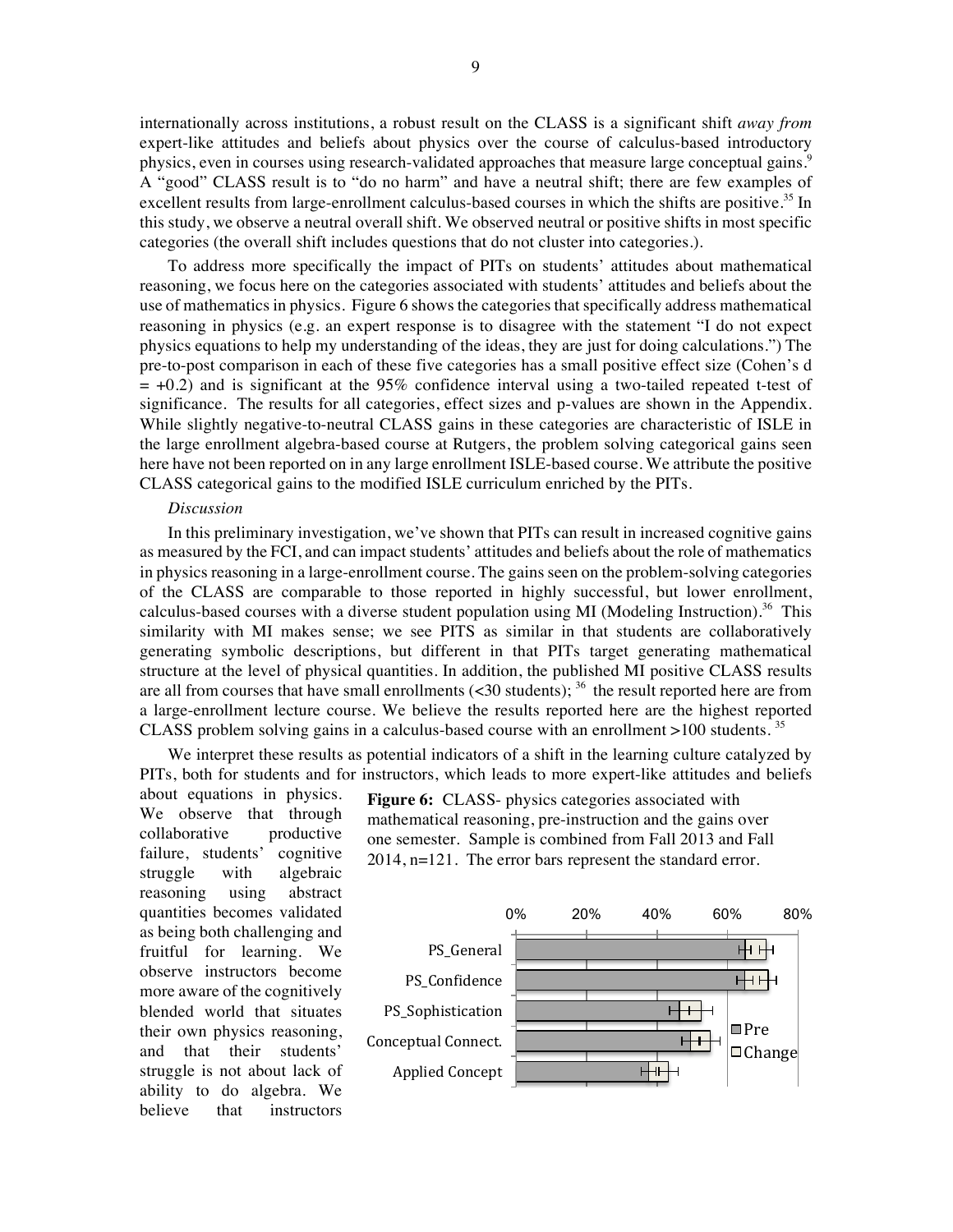internationally across institutions, a robust result on the CLASS is a significant shift *away from* expert-like attitudes and beliefs about physics over the course of calculus-based introductory physics, even in courses using research-validated approaches that measure large conceptual gains.[9] A "good" CLASS result is to "do no harm" and have a neutral shift; there are few examples of excellent results from large-enrollment calculus-based courses in which the shifts are positive.[35] In this study, we observe a neutral overall shift. We observed neutral or positive shifts in most specific categories (the overall shift includes questions that do not cluster into categories.).

To address more specifically the impact of PITs on students' attitudes about mathematical reasoning, we focus here on the categories associated with students' attitudes and beliefs about the use of mathematics in physics. Figure 6 shows the categories that specifically address mathematical reasoning in physics (e.g. an expert response is to disagree with the statement "I do not expect physics equations to help my understanding of the ideas, they are just for doing calculations.") The pre-to-post comparison in each of these five categories has a small positive effect size (Cohen's d = +0.2) and is significant at the 95% confidence interval using a two-tailed repeated t-test of significance. The results for all categories, effect sizes and p-values are shown in the Appendix. While slightly negative-to-neutral CLASS gains in these categories are characteristic of ISLE in the large enrollment algebra-based course at Rutgers, the problem solving categorical gains seen here have not been reported on in any large enrollment ISLE-based course. We attribute the positive CLASS categorical gains to the modified ISLE curriculum enriched by the PITs.

*Discussion*

In this preliminary investigation, we've shown that PITs can result in increased cognitive gains as measured by the FCI, and can impact students' attitudes and beliefs about the role of mathematics in physics reasoning in a large-enrollment course. The gains seen on the problem-solving categories of the CLASS are comparable to those reported in highly successful, but lower enrollment, calculus-based courses with a diverse student population using MI (Modeling Instruction).[36] This similarity with MI makes sense; we see PITS as similar in that students are collaboratively generating symbolic descriptions, but different in that PITs target generating mathematical structure at the level of physical quantities. In addition, the published MI positive CLASS results are all from courses that have small enrollments (<30 students); [36] the result reported here are from a large-enrollment lecture course. We believe the results reported here are the highest reported CLASS problem solving gains in a calculus-based course with an enrollment >100 students. [35]

We interpret these results as potential indicators of a shift in the learning culture catalyzed by PITs, both for students and for instructors, which leads to more expert-like attitudes and beliefs about equations in physics. We observe that through collaborative productive failure, students' cognitive struggle with algebraic reasoning using abstract quantities becomes validated as being both challenging and fruitful for learning. We observe instructors become more aware of the cognitively blended world that situates their own physics reasoning, and that their students' struggle is not about lack of ability to do algebra. We believe that instructors

**Figure 6:** CLASS- physics categories associated with mathematical reasoning, pre-instruction and the gains over one semester. Sample is combined from Fall 2013 and Fall 2014, n=121. The error bars represent the standard error.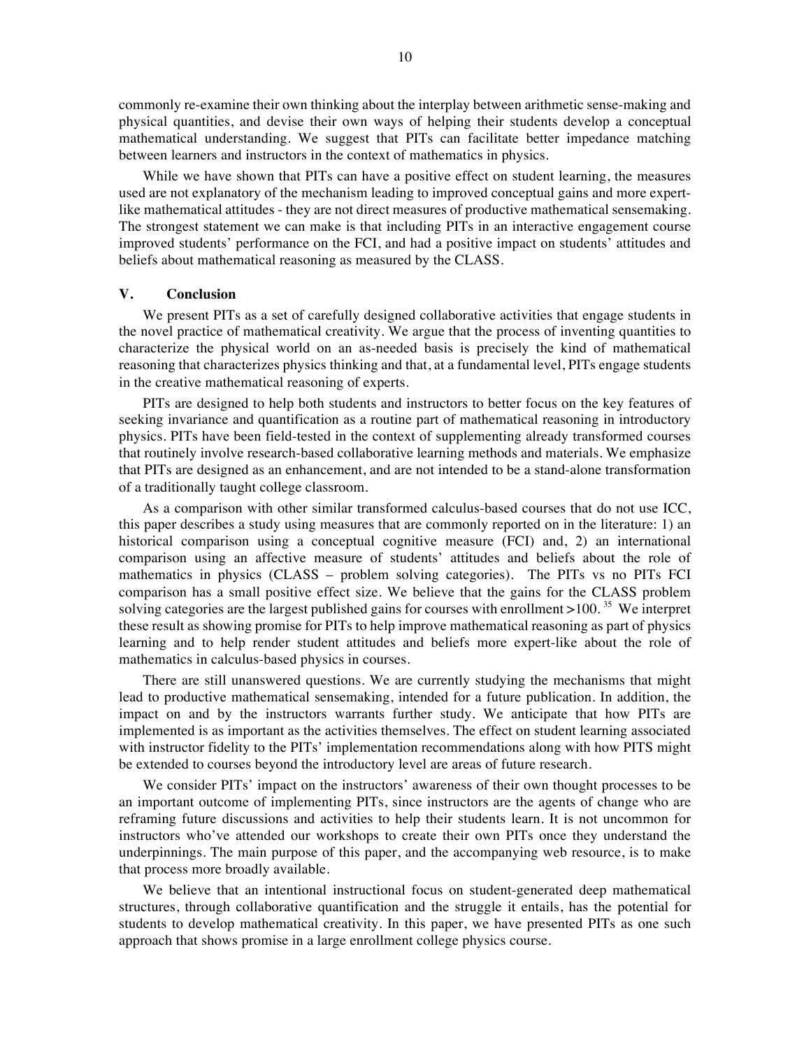commonly re-examine their own thinking about the interplay between arithmetic sense-making and physical quantities, and devise their own ways of helping their students develop a conceptual mathematical understanding. We suggest that PITs can facilitate better impedance matching between learners and instructors in the context of mathematics in physics.

While we have shown that PITs can have a positive effect on student learning, the measures used are not explanatory of the mechanism leading to improved conceptual gains and more expert-like mathematical attitudes - they are not direct measures of productive mathematical sensemaking. The strongest statement we can make is that including PITs in an interactive engagement course improved students' performance on the FCI, and had a positive impact on students' attitudes and beliefs about mathematical reasoning as measured by the CLASS.

## V. Conclusion

We present PITs as a set of carefully designed collaborative activities that engage students in the novel practice of mathematical creativity. We argue that the process of inventing quantities to characterize the physical world on an as-needed basis is precisely the kind of mathematical reasoning that characterizes physics thinking and that, at a fundamental level, PITs engage students in the creative mathematical reasoning of experts.

PITs are designed to help both students and instructors to better focus on the key features of seeking invariance and quantification as a routine part of mathematical reasoning in introductory physics. PITs have been field-tested in the context of supplementing already transformed courses that routinely involve research-based collaborative learning methods and materials. We emphasize that PITs are designed as an enhancement, and are not intended to be a stand-alone transformation of a traditionally taught college classroom.

As a comparison with other similar transformed calculus-based courses that do not use ICC, this paper describes a study using measures that are commonly reported on in the literature: 1) an historical comparison using a conceptual cognitive measure (FCI) and, 2) an international comparison using an affective measure of students' attitudes and beliefs about the role of mathematics in physics (CLASS – problem solving categories). The PITs vs no PITs FCI comparison has a small positive effect size. We believe that the gains for the CLASS problem solving categories are the largest published gains for courses with enrollment >100.[35] We interpret these result as showing promise for PITs to help improve mathematical reasoning as part of physics learning and to help render student attitudes and beliefs more expert-like about the role of mathematics in calculus-based physics in courses.

There are still unanswered questions. We are currently studying the mechanisms that might lead to productive mathematical sensemaking, intended for a future publication. In addition, the impact on and by the instructors warrants further study. We anticipate that how PITs are implemented is as important as the activities themselves. The effect on student learning associated with instructor fidelity to the PITs' implementation recommendations along with how PITS might be extended to courses beyond the introductory level are areas of future research.

We consider PITs' impact on the instructors' awareness of their own thought processes to be an important outcome of implementing PITs, since instructors are the agents of change who are reframing future discussions and activities to help their students learn. It is not uncommon for instructors who've attended our workshops to create their own PITs once they understand the underpinnings. The main purpose of this paper, and the accompanying web resource, is to make that process more broadly available.

We believe that an intentional instructional focus on student-generated deep mathematical structures, through collaborative quantification and the struggle it entails, has the potential for students to develop mathematical creativity. In this paper, we have presented PITs as one such approach that shows promise in a large enrollment college physics course.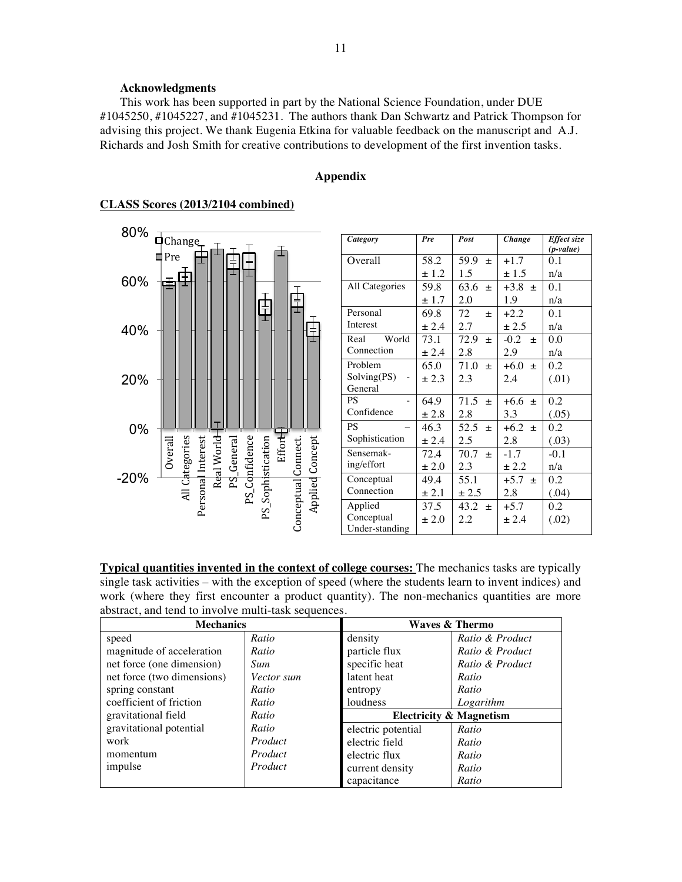**Acknowledgments**

This work has been supported in part by the National Science Foundation, under DUE #1045250, #1045227, and #1045231. The authors thank Dan Schwartz and Patrick Thompson for advising this project. We thank Eugenia Etkina for valuable feedback on the manuscript and A.J. Richards and Josh Smith for creative contributions to development of the first invention tasks.

## Appendix

**CLASS Scores (2013/2104 combined)**

| Category | Pre | Post | Change | Effect size (p-value) |
|---|---|---|---|---|
| Overall | 58.2 ± 1.2 | 59.9 ± 1.5 | +1.7 ± 1.5 | 0.1 n/a |
| All Categories | 59.8 ± 1.7 | 63.6 ± 2.0 | +3.8 ± 1.9 | 0.1 n/a |
| Personal Interest | 69.8 ± 2.4 | 72 ± 2.7 | +2.2 ± 2.5 | 0.1 n/a |
| Real World Connection | 73.1 ± 2.4 | 72.9 ± 2.8 | -0.2 ± 2.9 | 0.0 n/a |
| Problem Solving(PS) - General | 65.0 ± 2.3 | 71.0 ± 2.3 | +6.0 ± 2.4 | 0.2 (.01) |
| PS - Confidence | 64.9 ± 2.8 | 71.5 ± 2.8 | +6.6 ± 3.3 | 0.2 (.05) |
| PS – Sophistication | 46.3 ± 2.4 | 52.5 ± 2.5 | +6.2 ± 2.8 | 0.2 (.03) |
| Sensemaking/effort | 72.4 ± 2.0 | 70.7 ± 2.3 | -1.7 ± 2.2 | -0.1 n/a |
| Conceptual Connection | 49.4 ± 2.1 | 55.1 ± 2.5 | +5.7 ± 2.8 | 0.2 (.04) |
| Applied Conceptual Under-standing | 37.5 ± 2.0 | 43.2 ± 2.2 | +5.7 ± 2.4 | 0.2 (.02) |

**Typical quantities invented in the context of college courses:** The mechanics tasks are typically single task activities – with the exception of speed (where the students learn to invent indices) and work (where they first encounter a product quantity). The non-mechanics quantities are more abstract, and tend to involve multi-task sequences.

| Mechanics | | Waves & Thermo | |
|---|---|---|---|
| speed | *Ratio* | density | *Ratio & Product* |
| magnitude of acceleration | *Ratio* | particle flux | *Ratio & Product* |
| net force (one dimension) | *Sum* | specific heat | *Ratio & Product* |
| net force (two dimensions) | *Vector sum* | latent heat | *Ratio* |
| spring constant | *Ratio* | entropy | *Ratio* |
| coefficient of friction | *Ratio* | loudness | *Logarithm* |
| gravitational field | *Ratio* | **Electricity & Magnetism** | |
| gravitational potential | *Ratio* | electric potential | *Ratio* |
| work | *Product* | electric field | *Ratio* |
| momentum | *Product* | electric flux | *Ratio* |
| impulse | *Product* | current density | *Ratio* |
| | | capacitance | *Ratio* |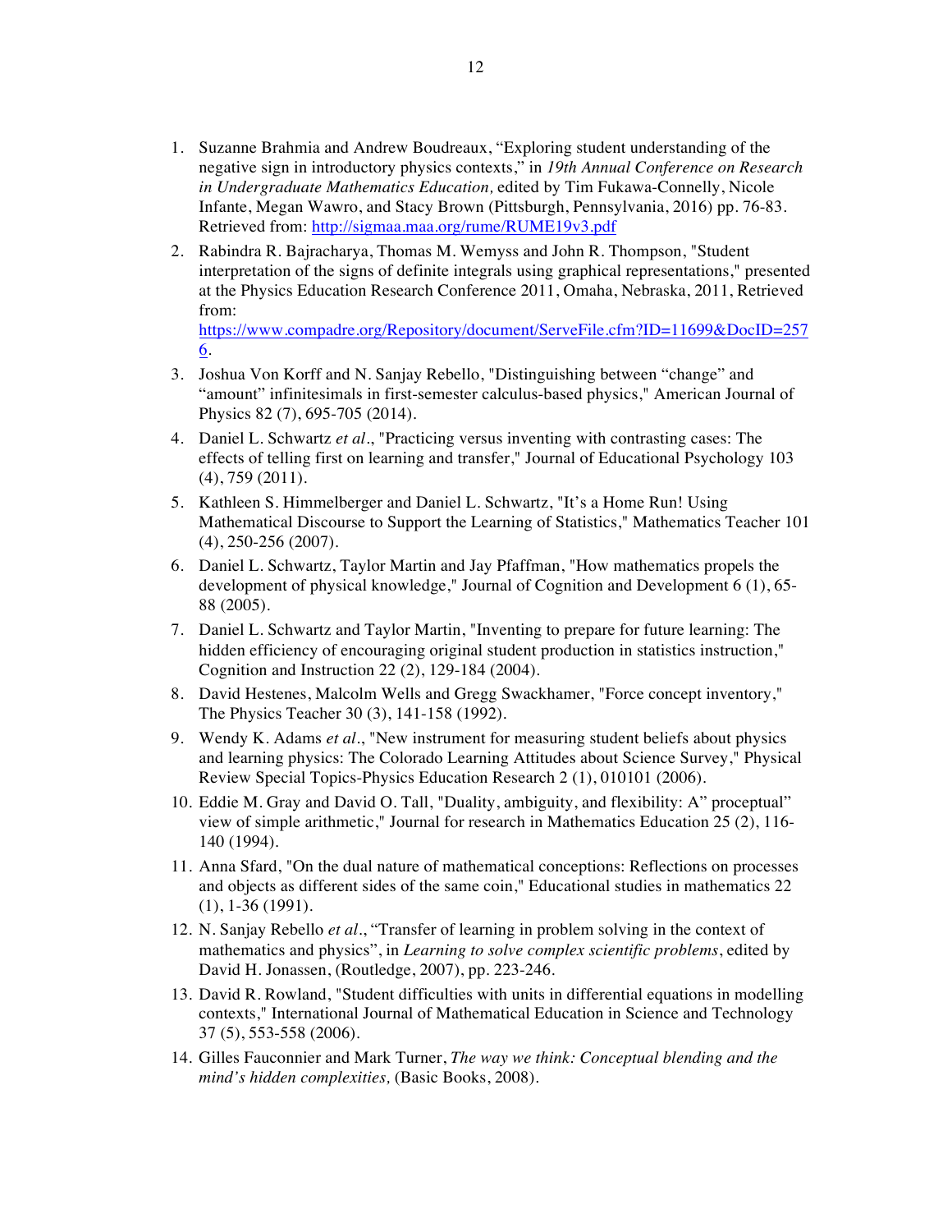1. Suzanne Brahmia and Andrew Boudreaux, "Exploring student understanding of the negative sign in introductory physics contexts," in *19th Annual Conference on Research in Undergraduate Mathematics Education,* edited by Tim Fukawa-Connelly, Nicole Infante, Megan Wawro, and Stacy Brown (Pittsburgh, Pennsylvania, 2016) pp. 76-83. Retrieved from: http://sigmaa.maa.org/rume/RUME19v3.pdf
2. Rabindra R. Bajracharya, Thomas M. Wemyss and John R. Thompson, "Student interpretation of the signs of definite integrals using graphical representations," presented at the Physics Education Research Conference 2011, Omaha, Nebraska, 2011, Retrieved from: https://www.compadre.org/Repository/document/ServeFile.cfm?ID=11699&DocID=2576.
3. Joshua Von Korff and N. Sanjay Rebello, "Distinguishing between "change" and "amount" infinitesimals in first-semester calculus-based physics," American Journal of Physics 82 (7), 695-705 (2014).
4. Daniel L. Schwartz *et al*., "Practicing versus inventing with contrasting cases: The effects of telling first on learning and transfer," Journal of Educational Psychology 103 (4), 759 (2011).
5. Kathleen S. Himmelberger and Daniel L. Schwartz, "It's a Home Run! Using Mathematical Discourse to Support the Learning of Statistics," Mathematics Teacher 101 (4), 250-256 (2007).
6. Daniel L. Schwartz, Taylor Martin and Jay Pfaffman, "How mathematics propels the development of physical knowledge," Journal of Cognition and Development 6 (1), 65-88 (2005).
7. Daniel L. Schwartz and Taylor Martin, "Inventing to prepare for future learning: The hidden efficiency of encouraging original student production in statistics instruction," Cognition and Instruction 22 (2), 129-184 (2004).
8. David Hestenes, Malcolm Wells and Gregg Swackhamer, "Force concept inventory," The Physics Teacher 30 (3), 141-158 (1992).
9. Wendy K. Adams *et al*., "New instrument for measuring student beliefs about physics and learning physics: The Colorado Learning Attitudes about Science Survey," Physical Review Special Topics-Physics Education Research 2 (1), 010101 (2006).
10. Eddie M. Gray and David O. Tall, "Duality, ambiguity, and flexibility: A" proceptual" view of simple arithmetic," Journal for research in Mathematics Education 25 (2), 116-140 (1994).
11. Anna Sfard, "On the dual nature of mathematical conceptions: Reflections on processes and objects as different sides of the same coin," Educational studies in mathematics 22 (1), 1-36 (1991).
12. N. Sanjay Rebello *et al*., "Transfer of learning in problem solving in the context of mathematics and physics", in *Learning to solve complex scientific problems*, edited by David H. Jonassen, (Routledge, 2007), pp. 223-246.
13. David R. Rowland, "Student difficulties with units in differential equations in modelling contexts," International Journal of Mathematical Education in Science and Technology 37 (5), 553-558 (2006).
14. Gilles Fauconnier and Mark Turner, *The way we think: Conceptual blending and the mind's hidden complexities,* (Basic Books, 2008).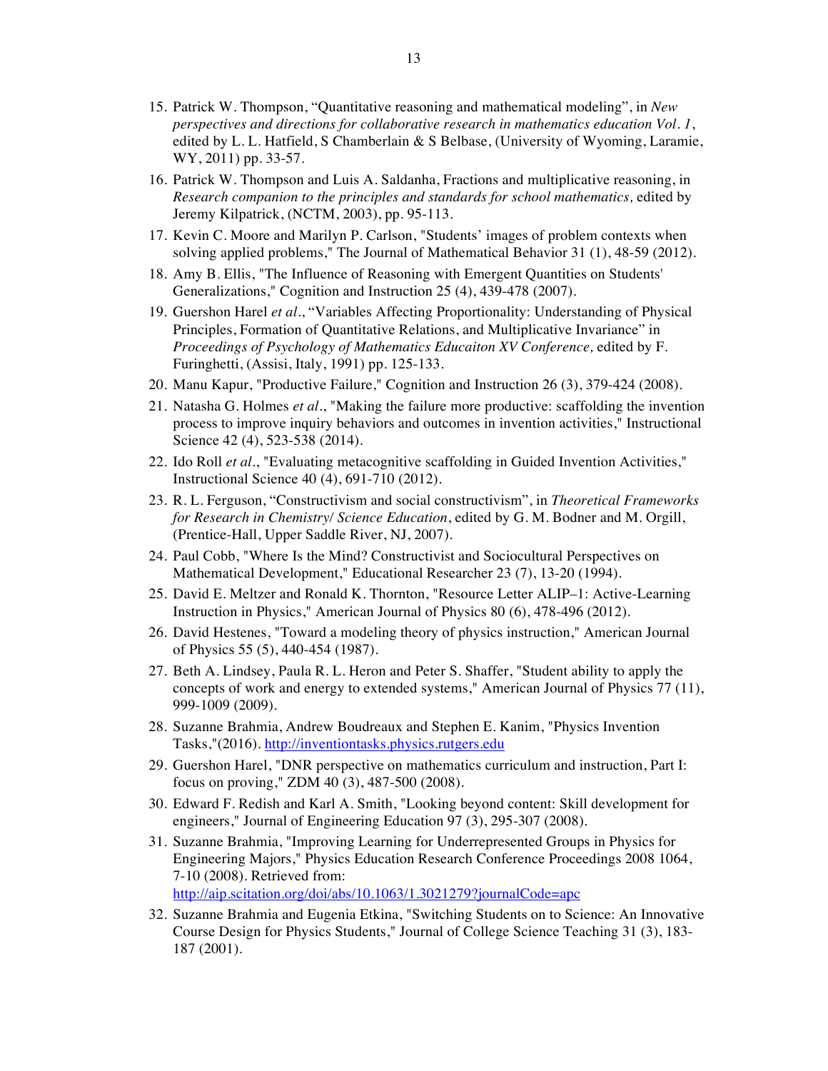15. Patrick W. Thompson, “Quantitative reasoning and mathematical modeling”, in *New perspectives and directions for collaborative research in mathematics education Vol. 1*, edited by L. L. Hatfield, S Chamberlain & S Belbase, (University of Wyoming, Laramie, WY, 2011) pp. 33-57.
16. Patrick W. Thompson and Luis A. Saldanha, Fractions and multiplicative reasoning, in *Research companion to the principles and standards for school mathematics,* edited by Jeremy Kilpatrick, (NCTM, 2003), pp. 95-113.
17. Kevin C. Moore and Marilyn P. Carlson, "Students' images of problem contexts when solving applied problems," The Journal of Mathematical Behavior 31 (1), 48-59 (2012).
18. Amy B. Ellis, "The Influence of Reasoning with Emergent Quantities on Students' Generalizations," Cognition and Instruction 25 (4), 439-478 (2007).
19. Guershon Harel *et al*., “Variables Affecting Proportionality: Understanding of Physical Principles, Formation of Quantitative Relations, and Multiplicative Invariance” in *Proceedings of Psychology of Mathematics Educaiton XV Conference,* edited by F. Furinghetti, (Assisi, Italy, 1991) pp. 125-133.
20. Manu Kapur, "Productive Failure," Cognition and Instruction 26 (3), 379-424 (2008).
21. Natasha G. Holmes *et al*., "Making the failure more productive: scaffolding the invention process to improve inquiry behaviors and outcomes in invention activities," Instructional Science 42 (4), 523-538 (2014).
22. Ido Roll *et al*., "Evaluating metacognitive scaffolding in Guided Invention Activities," Instructional Science 40 (4), 691-710 (2012).
23. R. L. Ferguson, “Constructivism and social constructivism”, in *Theoretical Frameworks for Research in Chemistry/ Science Education*, edited by G. M. Bodner and M. Orgill, (Prentice-Hall, Upper Saddle River, NJ, 2007).
24. Paul Cobb, "Where Is the Mind? Constructivist and Sociocultural Perspectives on Mathematical Development," Educational Researcher 23 (7), 13-20 (1994).
25. David E. Meltzer and Ronald K. Thornton, "Resource Letter ALIP–1: Active-Learning Instruction in Physics," American Journal of Physics 80 (6), 478-496 (2012).
26. David Hestenes, "Toward a modeling theory of physics instruction," American Journal of Physics 55 (5), 440-454 (1987).
27. Beth A. Lindsey, Paula R. L. Heron and Peter S. Shaffer, "Student ability to apply the concepts of work and energy to extended systems," American Journal of Physics 77 (11), 999-1009 (2009).
28. Suzanne Brahmia, Andrew Boudreaux and Stephen E. Kanim, "Physics Invention Tasks,"(2016). http://inventiontasks.physics.rutgers.edu
29. Guershon Harel, "DNR perspective on mathematics curriculum and instruction, Part I: focus on proving," ZDM 40 (3), 487-500 (2008).
30. Edward F. Redish and Karl A. Smith, "Looking beyond content: Skill development for engineers," Journal of Engineering Education 97 (3), 295-307 (2008).
31. Suzanne Brahmia, "Improving Learning for Underrepresented Groups in Physics for Engineering Majors," Physics Education Research Conference Proceedings 2008 1064, 7-10 (2008). Retrieved from: http://aip.scitation.org/doi/abs/10.1063/1.3021279?journalCode=apc
32. Suzanne Brahmia and Eugenia Etkina, "Switching Students on to Science: An Innovative Course Design for Physics Students," Journal of College Science Teaching 31 (3), 183-187 (2001).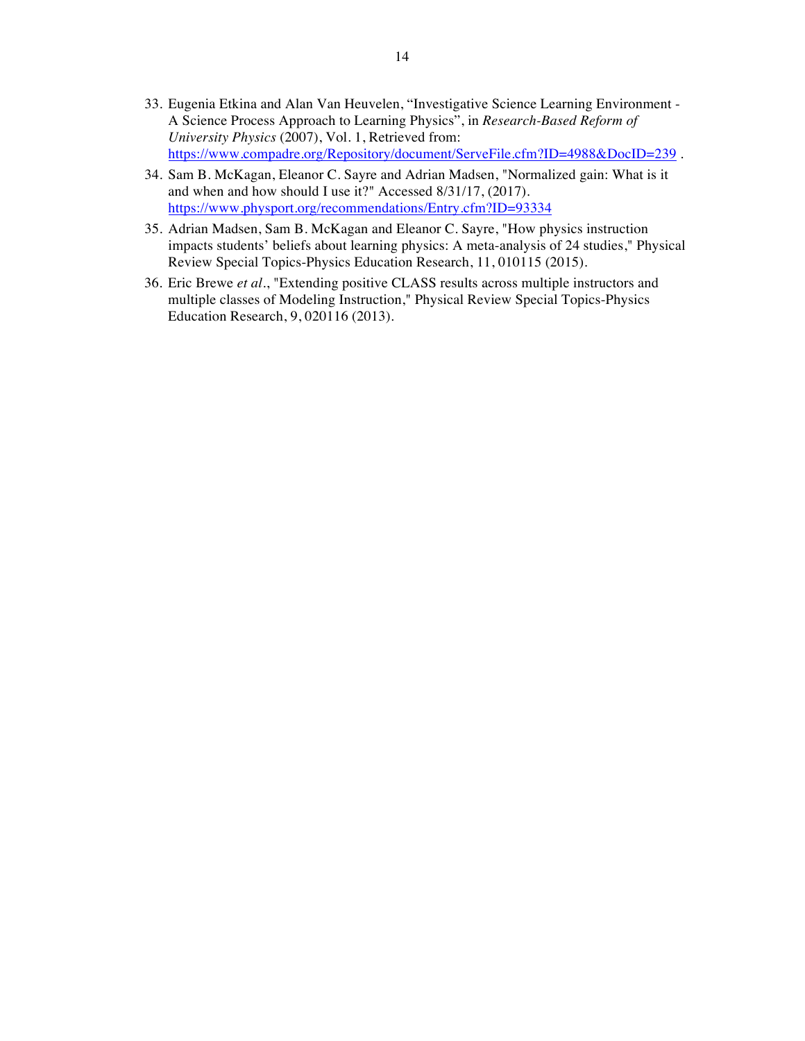33. Eugenia Etkina and Alan Van Heuvelen, "Investigative Science Learning Environment - A Science Process Approach to Learning Physics", in *Research-Based Reform of University Physics* (2007), Vol. 1, Retrieved from: https://www.compadre.org/Repository/document/ServeFile.cfm?ID=4988&DocID=239 .
34. Sam B. McKagan, Eleanor C. Sayre and Adrian Madsen, "Normalized gain: What is it and when and how should I use it?" Accessed 8/31/17, (2017). https://www.physport.org/recommendations/Entry.cfm?ID=93334
35. Adrian Madsen, Sam B. McKagan and Eleanor C. Sayre, "How physics instruction impacts students' beliefs about learning physics: A meta-analysis of 24 studies," Physical Review Special Topics-Physics Education Research, 11, 010115 (2015).
36. Eric Brewe *et al*., "Extending positive CLASS results across multiple instructors and multiple classes of Modeling Instruction," Physical Review Special Topics-Physics Education Research, 9, 020116 (2013).